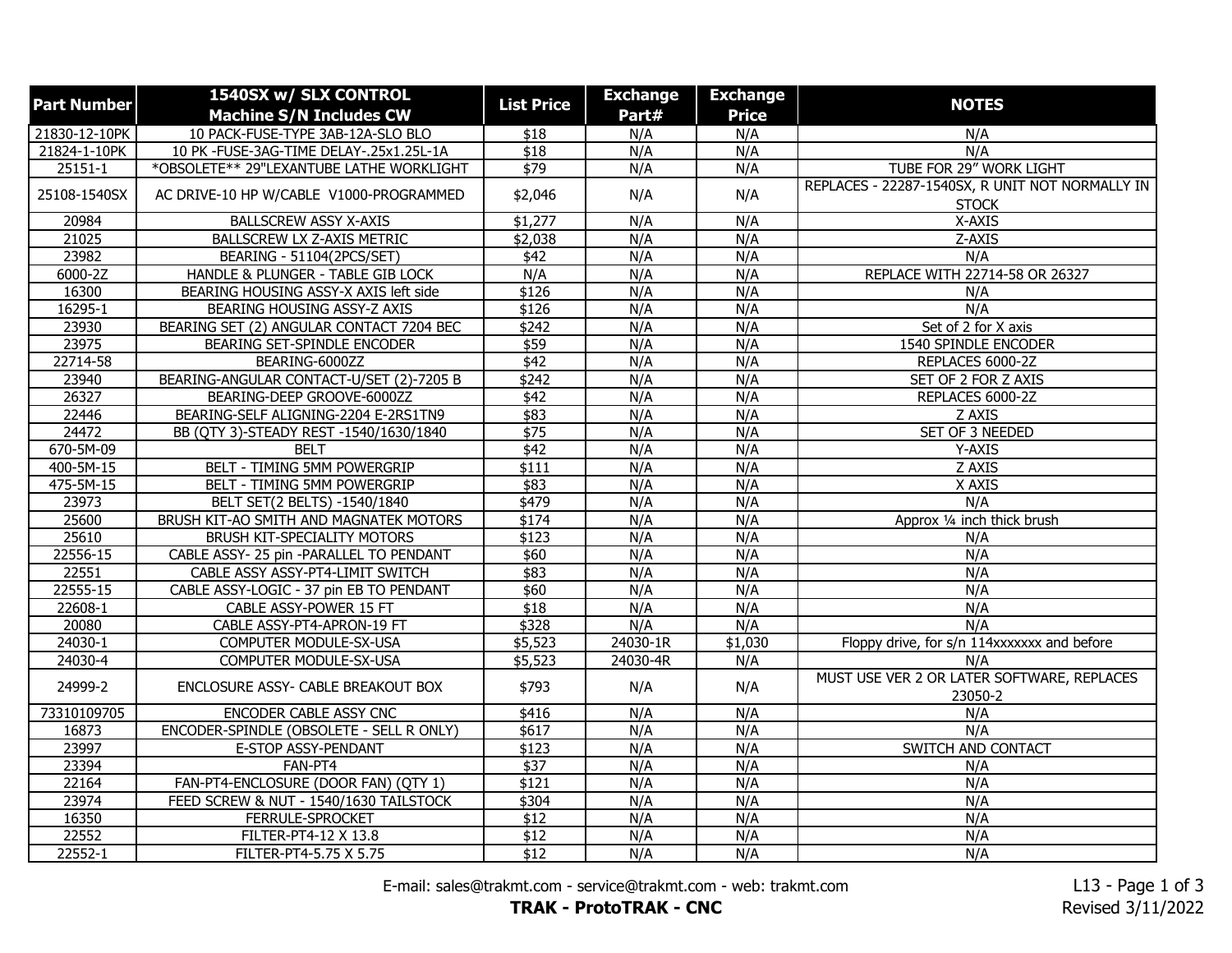| Part Number | 1540SX w/ SLX CONTROL Machine S/N Includes CW | List Price | Exchange Part# | Exchange Price | NOTES |
|---|---|---|---|---|---|
| 21830-12-10PK | 10 PACK-FUSE-TYPE 3AB-12A-SLO BLO | $18 | N/A | N/A | N/A |
| 21824-1-10PK | 10 PK -FUSE-3AG-TIME DELAY-.25x1.25L-1A | $18 | N/A | N/A | N/A |
| 25151-1 | *OBSOLETE** 29"LEXANTUBE LATHE WORKLIGHT | $79 | N/A | N/A | TUBE FOR 29" WORK LIGHT |
| 25108-1540SX | AC DRIVE-10 HP W/CABLE V1000-PROGRAMMED | $2,046 | N/A | N/A | REPLACES - 22287-1540SX, R UNIT NOT NORMALLY IN STOCK |
| 20984 | BALLSCREW ASSY X-AXIS | $1,277 | N/A | N/A | X-AXIS |
| 21025 | BALLSCREW LX Z-AXIS METRIC | $2,038 | N/A | N/A | Z-AXIS |
| 23982 | BEARING - 51104(2PCS/SET) | $42 | N/A | N/A | N/A |
| 6000-2Z | HANDLE & PLUNGER - TABLE GIB LOCK | N/A | N/A | N/A | REPLACE WITH 22714-58 OR 26327 |
| 16300 | BEARING HOUSING ASSY-X AXIS left side | $126 | N/A | N/A | N/A |
| 16295-1 | BEARING HOUSING ASSY-Z AXIS | $126 | N/A | N/A | N/A |
| 23930 | BEARING SET (2) ANGULAR CONTACT 7204 BEC | $242 | N/A | N/A | Set of 2 for X axis |
| 23975 | BEARING SET-SPINDLE ENCODER | $59 | N/A | N/A | 1540 SPINDLE ENCODER |
| 22714-58 | BEARING-6000ZZ | $42 | N/A | N/A | REPLACES 6000-2Z |
| 23940 | BEARING-ANGULAR CONTACT-U/SET (2)-7205 B | $242 | N/A | N/A | SET OF 2 FOR Z AXIS |
| 26327 | BEARING-DEEP GROOVE-6000ZZ | $42 | N/A | N/A | REPLACES 6000-2Z |
| 22446 | BEARING-SELF ALIGNING-2204 E-2RS1TN9 | $83 | N/A | N/A | Z AXIS |
| 24472 | BB (QTY 3)-STEADY REST -1540/1630/1840 | $75 | N/A | N/A | SET OF 3 NEEDED |
| 670-5M-09 | BELT | $42 | N/A | N/A | Y-AXIS |
| 400-5M-15 | BELT - TIMING 5MM POWERGRIP | $111 | N/A | N/A | Z AXIS |
| 475-5M-15 | BELT - TIMING 5MM POWERGRIP | $83 | N/A | N/A | X AXIS |
| 23973 | BELT SET(2 BELTS) -1540/1840 | $479 | N/A | N/A | N/A |
| 25600 | BRUSH KIT-AO SMITH AND MAGNATEK MOTORS | $174 | N/A | N/A | Approx ¼ inch thick brush |
| 25610 | BRUSH KIT-SPECIALITY MOTORS | $123 | N/A | N/A | N/A |
| 22556-15 | CABLE ASSY- 25 pin -PARALLEL TO PENDANT | $60 | N/A | N/A | N/A |
| 22551 | CABLE ASSY ASSY-PT4-LIMIT SWITCH | $83 | N/A | N/A | N/A |
| 22555-15 | CABLE ASSY-LOGIC - 37 pin EB TO PENDANT | $60 | N/A | N/A | N/A |
| 22608-1 | CABLE ASSY-POWER 15 FT | $18 | N/A | N/A | N/A |
| 20080 | CABLE ASSY-PT4-APRON-19 FT | $328 | N/A | N/A | N/A |
| 24030-1 | COMPUTER MODULE-SX-USA | $5,523 | 24030-1R | $1,030 | Floppy drive, for s/n 114xxxxxxx and before |
| 24030-4 | COMPUTER MODULE-SX-USA | $5,523 | 24030-4R | N/A | N/A |
| 24999-2 | ENCLOSURE ASSY- CABLE BREAKOUT BOX | $793 | N/A | N/A | MUST USE VER 2 OR LATER SOFTWARE, REPLACES 23050-2 |
| 73310109705 | ENCODER CABLE ASSY CNC | $416 | N/A | N/A | N/A |
| 16873 | ENCODER-SPINDLE (OBSOLETE - SELL R ONLY) | $617 | N/A | N/A | N/A |
| 23997 | E-STOP ASSY-PENDANT | $123 | N/A | N/A | SWITCH AND CONTACT |
| 23394 | FAN-PT4 | $37 | N/A | N/A | N/A |
| 22164 | FAN-PT4-ENCLOSURE (DOOR FAN) (QTY 1) | $121 | N/A | N/A | N/A |
| 23974 | FEED SCREW & NUT - 1540/1630 TAILSTOCK | $304 | N/A | N/A | N/A |
| 16350 | FERRULE-SPROCKET | $12 | N/A | N/A | N/A |
| 22552 | FILTER-PT4-12 X 13.8 | $12 | N/A | N/A | N/A |
| 22552-1 | FILTER-PT4-5.75 X 5.75 | $12 | N/A | N/A | N/A |

E-mail: sales@trakmt.com - service@trakmt.com - web: trakmt.com

**TRAK - ProtoTRAK - CNC**

L13 - Revised 3/11/2022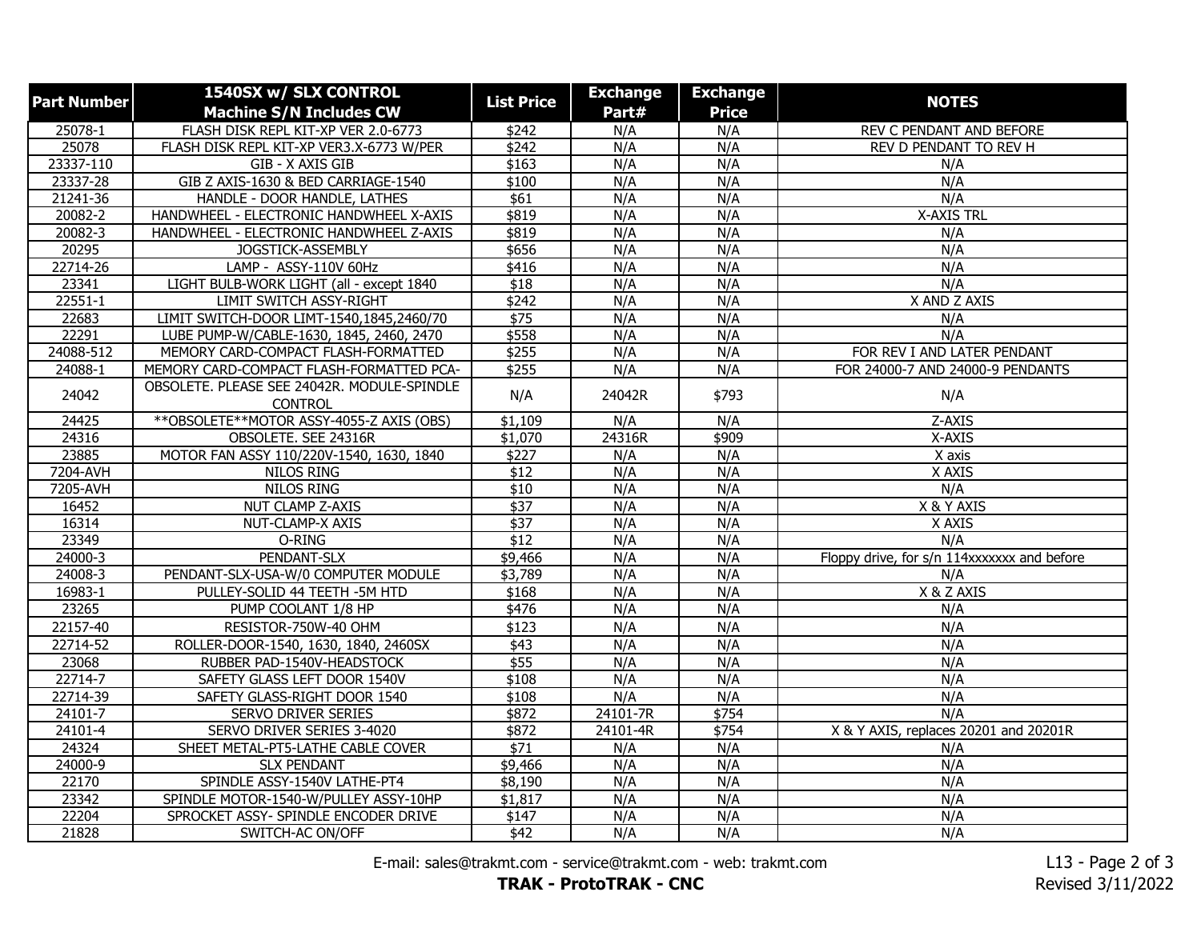| Part Number | 1540SX w/ SLX CONTROL Machine S/N Includes CW | List Price | Exchange Part# | Exchange Price | NOTES |
|---|---|---|---|---|---|
| 25078-1 | FLASH DISK REPL KIT-XP VER 2.0-6773 | $242 | N/A | N/A | REV C PENDANT AND BEFORE |
| 25078 | FLASH DISK REPL KIT-XP VER3.X-6773 W/PER | $242 | N/A | N/A | REV D PENDANT TO REV H |
| 23337-110 | GIB - X AXIS GIB | $163 | N/A | N/A | N/A |
| 23337-28 | GIB Z AXIS-1630 & BED CARRIAGE-1540 | $100 | N/A | N/A | N/A |
| 21241-36 | HANDLE - DOOR HANDLE, LATHES | $61 | N/A | N/A | N/A |
| 20082-2 | HANDWHEEL - ELECTRONIC HANDWHEEL X-AXIS | $819 | N/A | N/A | X-AXIS TRL |
| 20082-3 | HANDWHEEL - ELECTRONIC HANDWHEEL Z-AXIS | $819 | N/A | N/A | N/A |
| 20295 | JOGSTICK-ASSEMBLY | $656 | N/A | N/A | N/A |
| 22714-26 | LAMP - ASSY-110V 60Hz | $416 | N/A | N/A | N/A |
| 23341 | LIGHT BULB-WORK LIGHT (all - except 1840 | $18 | N/A | N/A | N/A |
| 22551-1 | LIMIT SWITCH ASSY-RIGHT | $242 | N/A | N/A | X AND Z AXIS |
| 22683 | LIMIT SWITCH-DOOR LIMT-1540,1845,2460/70 | $75 | N/A | N/A | N/A |
| 22291 | LUBE PUMP-W/CABLE-1630, 1845, 2460, 2470 | $558 | N/A | N/A | N/A |
| 24088-512 | MEMORY CARD-COMPACT FLASH-FORMATTED | $255 | N/A | N/A | FOR REV I AND LATER PENDANT |
| 24088-1 | MEMORY CARD-COMPACT FLASH-FORMATTED PCA- | $255 | N/A | N/A | FOR 24000-7 AND 24000-9 PENDANTS |
| 24042 | OBSOLETE. PLEASE SEE 24042R. MODULE-SPINDLE CONTROL | N/A | 24042R | $793 | N/A |
| 24425 | **OBSOLETE**MOTOR ASSY-4055-Z AXIS (OBS) | $1,109 | N/A | N/A | Z-AXIS |
| 24316 | OBSOLETE. SEE 24316R | $1,070 | 24316R | $909 | X-AXIS |
| 23885 | MOTOR FAN ASSY 110/220V-1540, 1630, 1840 | $227 | N/A | N/A | X axis |
| 7204-AVH | NILOS RING | $12 | N/A | N/A | X AXIS |
| 7205-AVH | NILOS RING | $10 | N/A | N/A | N/A |
| 16452 | NUT CLAMP Z-AXIS | $37 | N/A | N/A | X & Y AXIS |
| 16314 | NUT-CLAMP-X AXIS | $37 | N/A | N/A | X AXIS |
| 23349 | O-RING | $12 | N/A | N/A | N/A |
| 24000-3 | PENDANT-SLX | $9,466 | N/A | N/A | Floppy drive, for s/n 114xxxxxxx and before |
| 24008-3 | PENDANT-SLX-USA-W/0 COMPUTER MODULE | $3,789 | N/A | N/A | N/A |
| 16983-1 | PULLEY-SOLID 44 TEETH -5M HTD | $168 | N/A | N/A | X & Z AXIS |
| 23265 | PUMP COOLANT 1/8 HP | $476 | N/A | N/A | N/A |
| 22157-40 | RESISTOR-750W-40 OHM | $123 | N/A | N/A | N/A |
| 22714-52 | ROLLER-DOOR-1540, 1630, 1840, 2460SX | $43 | N/A | N/A | N/A |
| 23068 | RUBBER PAD-1540V-HEADSTOCK | $55 | N/A | N/A | N/A |
| 22714-7 | SAFETY GLASS LEFT DOOR 1540V | $108 | N/A | N/A | N/A |
| 22714-39 | SAFETY GLASS-RIGHT DOOR 1540 | $108 | N/A | N/A | N/A |
| 24101-7 | SERVO DRIVER SERIES | $872 | 24101-7R | $754 | N/A |
| 24101-4 | SERVO DRIVER SERIES 3-4020 | $872 | 24101-4R | $754 | X & Y AXIS, replaces 20201 and 20201R |
| 24324 | SHEET METAL-PT5-LATHE CABLE COVER | $71 | N/A | N/A | N/A |
| 24000-9 | SLX PENDANT | $9,466 | N/A | N/A | N/A |
| 22170 | SPINDLE ASSY-1540V LATHE-PT4 | $8,190 | N/A | N/A | N/A |
| 23342 | SPINDLE MOTOR-1540-W/PULLEY ASSY-10HP | $1,817 | N/A | N/A | N/A |
| 22204 | SPROCKET ASSY- SPINDLE ENCODER DRIVE | $147 | N/A | N/A | N/A |
| 21828 | SWITCH-AC ON/OFF | $42 | N/A | N/A | N/A |

E-mail: sales@trakmt.com - service@trakmt.com - web: trakmt.com

**TRAK - ProtoTRAK - CNC**

Revised 3/11/2022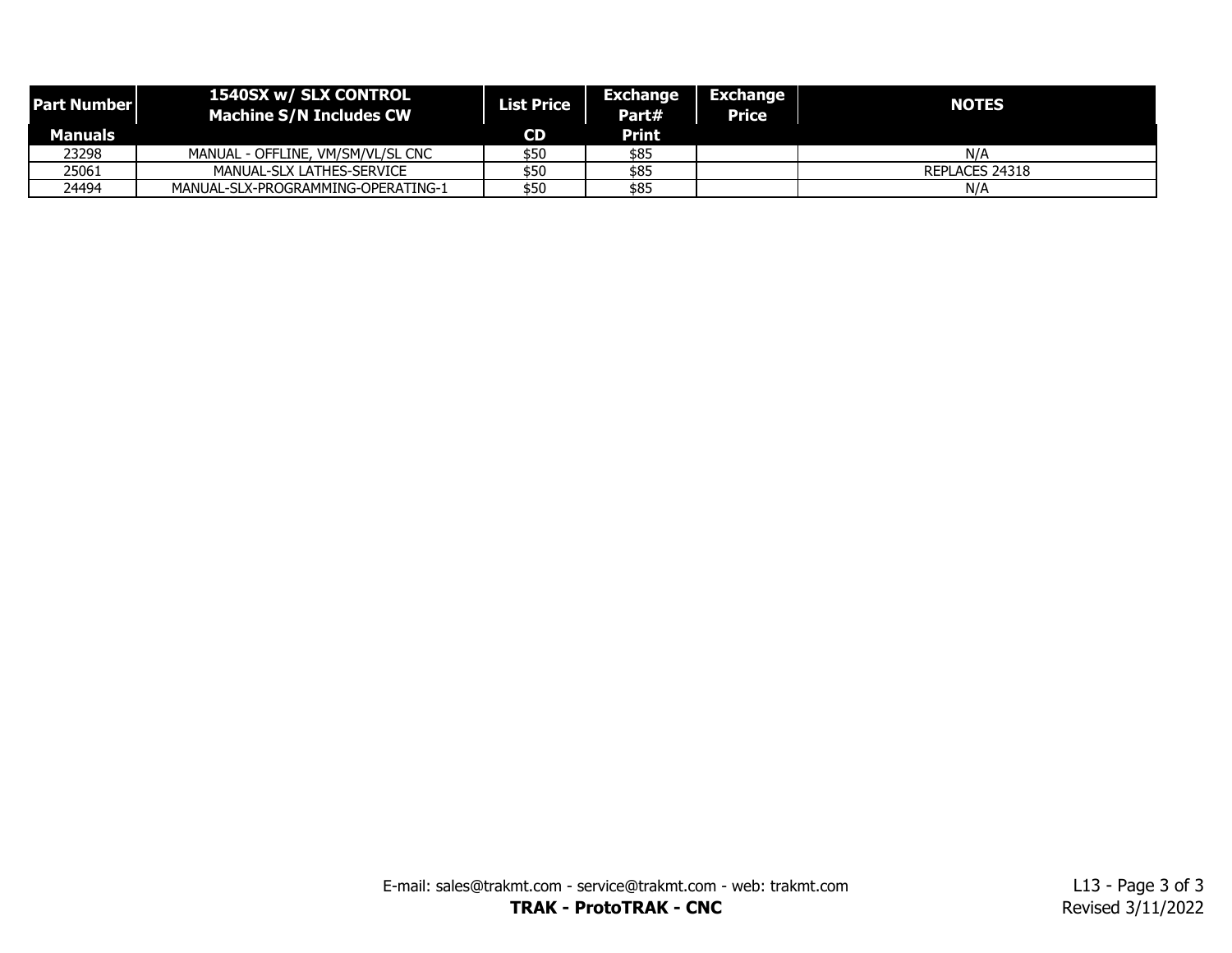| Part Number | 1540SX w/ SLX CONTROL Machine S/N Includes CW | List Price | Exchange Part# | Exchange Price | NOTES |
|---|---|---|---|---|---|
| **Manuals** | | **CD** | **Print** | | |
| 23298 | MANUAL - OFFLINE, VM/SM/VL/SL CNC | $50 | $85 | | N/A |
| 25061 | MANUAL-SLX LATHES-SERVICE | $50 | $85 | | REPLACES 24318 |
| 24494 | MANUAL-SLX-PROGRAMMING-OPERATING-1 | $50 | $85 | | N/A |